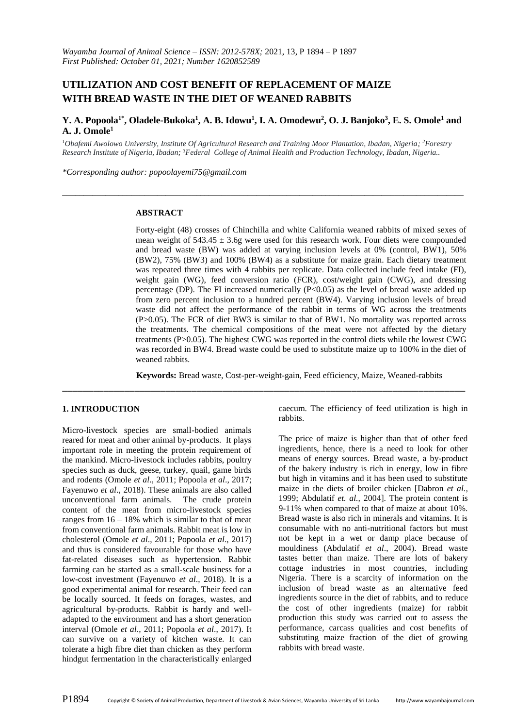# UTILIZATION AND COST BENEFIT OF REPLACEMENT OF MAIZE WITH BREAD WASTE IN THE DIET OF WEANED RABBITS

**Y. A. Popoola[1*], Oladele-Bukoka[1], A. B. Idowu[1], I. A. Omodewu[2], O. J. Banjoko[3], E. S. Omole[1] and A. J. Omole[1]**

[1]*Obafemi Awolowo University, Institute Of Agricultural Research and Training Moor Plantation, Ibadan, Nigeria;* [2]*Forestry Research Institute of Nigeria, Ibadan;* [3]*Federal College of Animal Health and Production Technology, Ibadan, Nigeria..*

*\*Corresponding author: popoolayemi75@gmail.com*

### ABSTRACT

Forty-eight (48) crosses of Chinchilla and white California weaned rabbits of mixed sexes of mean weight of 543.45 ± 3.6g were used for this research work. Four diets were compounded and bread waste (BW) was added at varying inclusion levels at 0% (control, BW1), 50% (BW2), 75% (BW3) and 100% (BW4) as a substitute for maize grain. Each dietary treatment was repeated three times with 4 rabbits per replicate. Data collected include feed intake (FI), weight gain (WG), feed conversion ratio (FCR), cost/weight gain (CWG), and dressing percentage (DP). The FI increased numerically ($P<0.05$) as the level of bread waste added up from zero percent inclusion to a hundred percent (BW4). Varying inclusion levels of bread waste did not affect the performance of the rabbit in terms of WG across the treatments ($P>0.05$). The FCR of diet BW3 is similar to that of BW1. No mortality was reported across the treatments. The chemical compositions of the meat were not affected by the dietary treatments ($P>0.05$). The highest CWG was reported in the control diets while the lowest CWG was recorded in BW4. Bread waste could be used to substitute maize up to 100% in the diet of weaned rabbits.

**Keywords:** Bread waste, Cost-per-weight-gain, Feed efficiency, Maize, Weaned-rabbits

## 1. INTRODUCTION

Micro-livestock species are small-bodied animals reared for meat and other animal by-products. It plays important role in meeting the protein requirement of the mankind. Micro-livestock includes rabbits, poultry species such as duck, geese, turkey, quail, game birds and rodents (Omole *et al*., 2011; Popoola *et al*., 2017; Fayenuwo *et al*., 2018). These animals are also called unconventional farm animals. The crude protein content of the meat from micro-livestock species ranges from 16 – 18% which is similar to that of meat from conventional farm animals. Rabbit meat is low in cholesterol (Omole *et al*., 2011; Popoola *et al*., 2017) and thus is considered favourable for those who have fat-related diseases such as hypertension. Rabbit farming can be started as a small-scale business for a low-cost investment (Fayenuwo *et al*., 2018). It is a good experimental animal for research. Their feed can be locally sourced. It feeds on forages, wastes, and agricultural by-products. Rabbit is hardy and well-adapted to the environment and has a short generation interval (Omole *et al*., 2011; Popoola *et al*., 2017). It can survive on a variety of kitchen waste. It can tolerate a high fibre diet than chicken as they perform hindgut fermentation in the characteristically enlarged caecum. The efficiency of feed utilization is high in rabbits.

The price of maize is higher than that of other feed ingredients, hence, there is a need to look for other means of energy sources. Bread waste, a by-product of the bakery industry is rich in energy, low in fibre but high in vitamins and it has been used to substitute maize in the diets of broiler chicken [Dabron *et al.,* 1999; Abdulatif *et. al.,* 2004]. The protein content is 9-11% when compared to that of maize at about 10%. Bread waste is also rich in minerals and vitamins. It is consumable with no anti-nutritional factors but must not be kept in a wet or damp place because of mouldiness (Abdulatif *et al*., 2004). Bread waste tastes better than maize. There are lots of bakery cottage industries in most countries, including Nigeria. There is a scarcity of information on the inclusion of bread waste as an alternative feed ingredients source in the diet of rabbits, and to reduce the cost of other ingredients (maize) for rabbit production this study was carried out to assess the performance, carcass qualities and cost benefits of substituting maize fraction of the diet of growing rabbits with bread waste.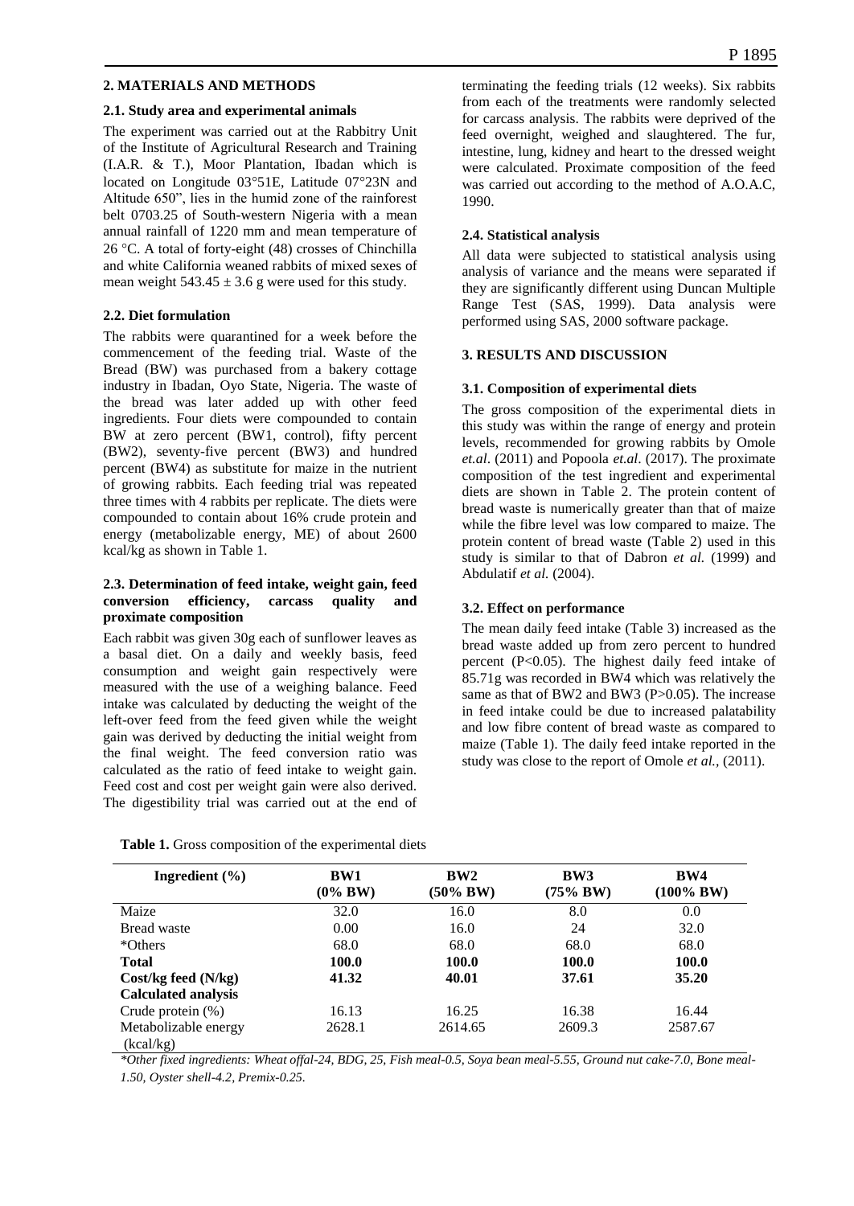## 2. MATERIALS AND METHODS

### 2.1. Study area and experimental animals

The experiment was carried out at the Rabbitry Unit of the Institute of Agricultural Research and Training (I.A.R. & T.), Moor Plantation, Ibadan which is located on Longitude 03°51E, Latitude 07°23N and Altitude 650", lies in the humid zone of the rainforest belt 0703.25 of South-western Nigeria with a mean annual rainfall of 1220 mm and mean temperature of 26 °C. A total of forty-eight (48) crosses of Chinchilla and white California weaned rabbits of mixed sexes of mean weight 543.45 ± 3.6 g were used for this study.

### 2.2. Diet formulation

The rabbits were quarantined for a week before the commencement of the feeding trial. Waste of the Bread (BW) was purchased from a bakery cottage industry in Ibadan, Oyo State, Nigeria. The waste of the bread was later added up with other feed ingredients. Four diets were compounded to contain BW at zero percent (BW1, control), fifty percent (BW2), seventy-five percent (BW3) and hundred percent (BW4) as substitute for maize in the nutrient of growing rabbits. Each feeding trial was repeated three times with 4 rabbits per replicate. The diets were compounded to contain about 16% crude protein and energy (metabolizable energy, ME) of about 2600 kcal/kg as shown in Table 1.

### 2.3. Determination of feed intake, weight gain, feed conversion efficiency, carcass quality and proximate composition

Each rabbit was given 30g each of sunflower leaves as a basal diet. On a daily and weekly basis, feed consumption and weight gain respectively were measured with the use of a weighing balance. Feed intake was calculated by deducting the weight of the left-over feed from the feed given while the weight gain was derived by deducting the initial weight from the final weight. The feed conversion ratio was calculated as the ratio of feed intake to weight gain. Feed cost and cost per weight gain were also derived. The digestibility trial was carried out at the end of terminating the feeding trials (12 weeks). Six rabbits from each of the treatments were randomly selected for carcass analysis. The rabbits were deprived of the feed overnight, weighed and slaughtered. The fur, intestine, lung, kidney and heart to the dressed weight were calculated. Proximate composition of the feed was carried out according to the method of A.O.A.C, 1990.

### 2.4. Statistical analysis

All data were subjected to statistical analysis using analysis of variance and the means were separated if they are significantly different using Duncan Multiple Range Test (SAS, 1999). Data analysis were performed using SAS, 2000 software package.

## 3. RESULTS AND DISCUSSION

### 3.1. Composition of experimental diets

The gross composition of the experimental diets in this study was within the range of energy and protein levels, recommended for growing rabbits by Omole *et.al*. (2011) and Popoola *et.al*. (2017). The proximate composition of the test ingredient and experimental diets are shown in Table 2. The protein content of bread waste is numerically greater than that of maize while the fibre level was low compared to maize. The protein content of bread waste (Table 2) used in this study is similar to that of Dabron *et al.* (1999) and Abdulatif *et al.* (2004).

### 3.2. Effect on performance

The mean daily feed intake (Table 3) increased as the bread waste added up from zero percent to hundred percent (P<0.05). The highest daily feed intake of 85.71g was recorded in BW4 which was relatively the same as that of BW2 and BW3 (P>0.05). The increase in feed intake could be due to increased palatability and low fibre content of bread waste as compared to maize (Table 1). The daily feed intake reported in the study was close to the report of Omole *et al.*, (2011).

**Table 1.** Gross composition of the experimental diets

| Ingredient (%) | BW1 (0% BW) | BW2 (50% BW) | BW3 (75% BW) | BW4 (100% BW) |
|---|---|---|---|---|
| Maize | 32.0 | 16.0 | 8.0 | 0.0 |
| Bread waste | 0.00 | 16.0 | 24 | 32.0 |
| *Others | 68.0 | 68.0 | 68.0 | 68.0 |
| **Total** | **100.0** | **100.0** | **100.0** | **100.0** |
| **Cost/kg feed (N/kg)** | **41.32** | **40.01** | **37.61** | **35.20** |
| **Calculated analysis** | | | | |
| Crude protein (%) | 16.13 | 16.25 | 16.38 | 16.44 |
| Metabolizable energy (kcal/kg) | 2628.1 | 2614.65 | 2609.3 | 2587.67 |

*\*Other fixed ingredients: Wheat offal-24, BDG, 25, Fish meal-0.5, Soya bean meal-5.55, Ground nut cake-7.0, Bone meal-1.50, Oyster shell-4.2, Premix-0.25.*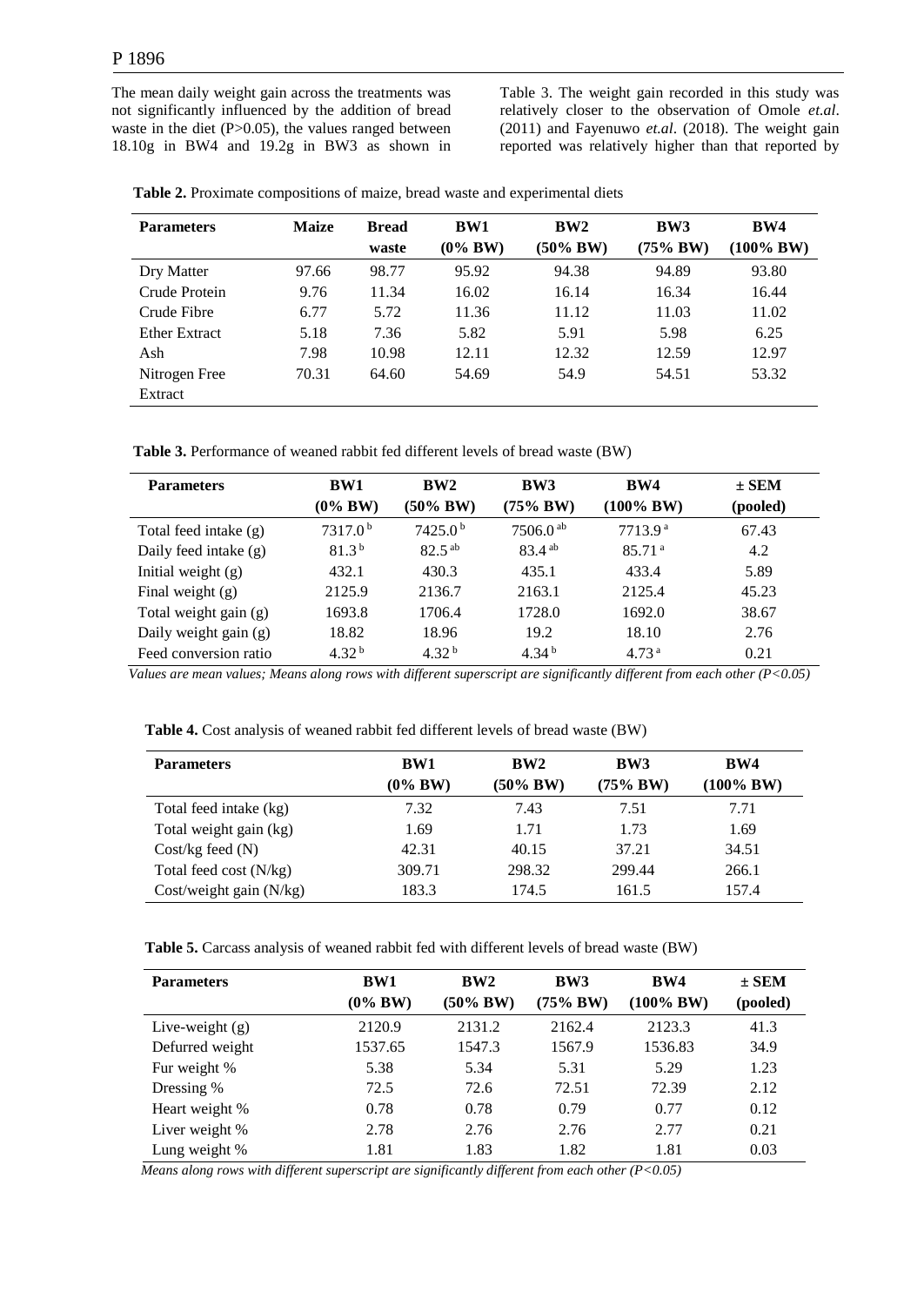The mean daily weight gain across the treatments was not significantly influenced by the addition of bread waste in the diet (P>0.05), the values ranged between 18.10g in BW4 and 19.2g in BW3 as shown in Table 3. The weight gain recorded in this study was relatively closer to the observation of Omole *et.al*. (2011) and Fayenuwo *et.al*. (2018). The weight gain reported was relatively higher than that reported by

**Table 2.** Proximate compositions of maize, bread waste and experimental diets

| Parameters | Maize | Bread waste | BW1 (0% BW) | BW2 (50% BW) | BW3 (75% BW) | BW4 (100% BW) |
|---|---|---|---|---|---|---|
| Dry Matter | 97.66 | 98.77 | 95.92 | 94.38 | 94.89 | 93.80 |
| Crude Protein | 9.76 | 11.34 | 16.02 | 16.14 | 16.34 | 16.44 |
| Crude Fibre | 6.77 | 5.72 | 11.36 | 11.12 | 11.03 | 11.02 |
| Ether Extract | 5.18 | 7.36 | 5.82 | 5.91 | 5.98 | 6.25 |
| Ash | 7.98 | 10.98 | 12.11 | 12.32 | 12.59 | 12.97 |
| Nitrogen Free Extract | 70.31 | 64.60 | 54.69 | 54.9 | 54.51 | 53.32 |

**Table 3.** Performance of weaned rabbit fed different levels of bread waste (BW)

| Parameters | BW1 (0% BW) | BW2 (50% BW) | BW3 (75% BW) | BW4 (100% BW) | ± SEM (pooled) |
|---|---|---|---|---|---|
| Total feed intake (g) | 7317.0 [b] | 7425.0 [b] | 7506.0 [ab] | 7713.9 [a] | 67.43 |
| Daily feed intake (g) | 81.3 [b] | 82.5 [ab] | 83.4 [ab] | 85.71 [a] | 4.2 |
| Initial weight (g) | 432.1 | 430.3 | 435.1 | 433.4 | 5.89 |
| Final weight (g) | 2125.9 | 2136.7 | 2163.1 | 2125.4 | 45.23 |
| Total weight gain (g) | 1693.8 | 1706.4 | 1728.0 | 1692.0 | 38.67 |
| Daily weight gain (g) | 18.82 | 18.96 | 19.2 | 18.10 | 2.76 |
| Feed conversion ratio | 4.32 [b] | 4.32 [b] | 4.34 [b] | 4.73 [a] | 0.21 |

*Values are mean values; Means along rows with different superscript are significantly different from each other (P<0.05)*

**Table 4.** Cost analysis of weaned rabbit fed different levels of bread waste (BW)

| Parameters | BW1 (0% BW) | BW2 (50% BW) | BW3 (75% BW) | BW4 (100% BW) |
|---|---|---|---|---|
| Total feed intake (kg) | 7.32 | 7.43 | 7.51 | 7.71 |
| Total weight gain (kg) | 1.69 | 1.71 | 1.73 | 1.69 |
| Cost/kg feed (N) | 42.31 | 40.15 | 37.21 | 34.51 |
| Total feed cost (N/kg) | 309.71 | 298.32 | 299.44 | 266.1 |
| Cost/weight gain (N/kg) | 183.3 | 174.5 | 161.5 | 157.4 |

**Table 5.** Carcass analysis of weaned rabbit fed with different levels of bread waste (BW)

| Parameters | BW1 (0% BW) | BW2 (50% BW) | BW3 (75% BW) | BW4 (100% BW) | ± SEM (pooled) |
|---|---|---|---|---|---|
| Live-weight (g) | 2120.9 | 2131.2 | 2162.4 | 2123.3 | 41.3 |
| Defurred weight | 1537.65 | 1547.3 | 1567.9 | 1536.83 | 34.9 |
| Fur weight % | 5.38 | 5.34 | 5.31 | 5.29 | 1.23 |
| Dressing % | 72.5 | 72.6 | 72.51 | 72.39 | 2.12 |
| Heart weight % | 0.78 | 0.78 | 0.79 | 0.77 | 0.12 |
| Liver weight % | 2.78 | 2.76 | 2.76 | 2.77 | 0.21 |
| Lung weight % | 1.81 | 1.83 | 1.82 | 1.81 | 0.03 |

*Means along rows with different superscript are significantly different from each other (P<0.05)*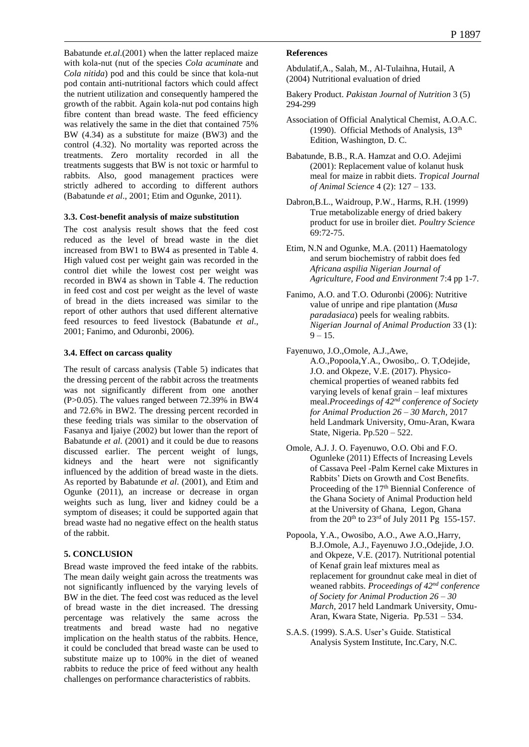Babatunde *et.al*.(2001) when the latter replaced maize with kola-nut (nut of the species *Cola acuminat*e and *Cola nitida*) pod and this could be since that kola-nut pod contain anti-nutritional factors which could affect the nutrient utilization and consequently hampered the growth of the rabbit. Again kola-nut pod contains high fibre content than bread waste. The feed efficiency was relatively the same in the diet that contained 75% BW (4.34) as a substitute for maize (BW3) and the control (4.32). No mortality was reported across the treatments. Zero mortality recorded in all the treatments suggests that BW is not toxic or harmful to rabbits. Also, good management practices were strictly adhered to according to different authors (Babatunde *et al*., 2001; Etim and Ogunke, 2011).

### 3.3. Cost-benefit analysis of maize substitution

The cost analysis result shows that the feed cost reduced as the level of bread waste in the diet increased from BW1 to BW4 as presented in Table 4. High valued cost per weight gain was recorded in the control diet while the lowest cost per weight was recorded in BW4 as shown in Table 4. The reduction in feed cost and cost per weight as the level of waste of bread in the diets increased was similar to the report of other authors that used different alternative feed resources to feed livestock (Babatunde *et al*., 2001; Fanimo, and Oduronbi, 2006).

### 3.4. Effect on carcass quality

The result of carcass analysis (Table 5) indicates that the dressing percent of the rabbit across the treatments was not significantly different from one another (P>0.05). The values ranged between 72.39% in BW4 and 72.6% in BW2. The dressing percent recorded in these feeding trials was similar to the observation of Fasanya and Ijaiye (2002) but lower than the report of Babatunde *et al*. (2001) and it could be due to reasons discussed earlier. The percent weight of lungs, kidneys and the heart were not significantly influenced by the addition of bread waste in the diets. As reported by Babatunde *et al*. (2001), and Etim and Ogunke (2011), an increase or decrease in organ weights such as lung, liver and kidney could be a symptom of diseases; it could be supported again that bread waste had no negative effect on the health status of the rabbit.

## 5. CONCLUSION

Bread waste improved the feed intake of the rabbits. The mean daily weight gain across the treatments was not significantly influenced by the varying levels of BW in the diet. The feed cost was reduced as the level of bread waste in the diet increased. The dressing percentage was relatively the same across the treatments and bread waste had no negative implication on the health status of the rabbits. Hence, it could be concluded that bread waste can be used to substitute maize up to 100% in the diet of weaned rabbits to reduce the price of feed without any health challenges on performance characteristics of rabbits.

## References

Abdulatif,A., Salah, M., Al-Tulaihna, Hutail, A (2004) Nutritional evaluation of dried

Bakery Product. *Pakistan Journal of Nutrition* 3 (5) 294-299

Association of Official Analytical Chemist, A.O.A.C. (1990). Official Methods of Analysis, 13th Edition, Washington, D. C.

Babatunde, B.B., R.A. Hamzat and O.O. Adejimi (2001): Replacement value of kolanut husk meal for maize in rabbit diets. *Tropical Journal of Animal Science* 4 (2): 127 – 133.

Dabron,B.L., Waidroup, P.W., Harms, R.H. (1999) True metabolizable energy of dried bakery product for use in broiler diet. *Poultry Science* 69:72-75.

Etim, N.N and Ogunke, M.A. (2011) Haematology and serum biochemistry of rabbit does fed *Africana aspilia Nigerian Journal of Agriculture, Food and Environment* 7:4 pp 1-7.

Fanimo, A.O. and T.O. Oduronbi (2006): Nutritive value of unripe and ripe plantation (*Musa paradasiaca*) peels for wealing rabbits. *Nigerian Journal of Animal Production* 33 (1): 9 – 15.

Fayenuwo, J.O.,Omole, A.J.,Awe, A.O.,Popoola,Y.A., Owosibo,. O. T,Odejide, J.O. and Okpeze, V.E. (2017). Physico-chemical properties of weaned rabbits fed varying levels of kenaf grain – leaf mixtures meal.*Proceedings of 42nd conference of Society for Animal Production 26 – 30 March*, 2017 held Landmark University, Omu-Aran, Kwara State, Nigeria. Pp.520 – 522.

Omole, A.J. J. O. Fayenuwo, O.O. Obi and F.O. Ogunleke (2011) Effects of Increasing Levels of Cassava Peel -Palm Kernel cake Mixtures in Rabbits' Diets on Growth and Cost Benefits. Proceeding of the 17th Biennial Conference of the Ghana Society of Animal Production held at the University of Ghana, Legon, Ghana from the 20th to 23rd of July 2011 Pg 155-157.

Popoola, Y.A., Owosibo, A.O., Awe A.O.,Harry, B.J.Omole, A.J., Fayenuwo J.O.,Odejide, J.O. and Okpeze, V.E. (2017). Nutritional potential of Kenaf grain leaf mixtures meal as replacement for groundnut cake meal in diet of weaned rabbits. *Proceedings of 42nd conference of Society for Animal Production 26 – 30 March*, 2017 held Landmark University, Omu-Aran, Kwara State, Nigeria. Pp.531 – 534.

S.A.S. (1999). S.A.S. User's Guide. Statistical Analysis System Institute, Inc.Cary, N.C.